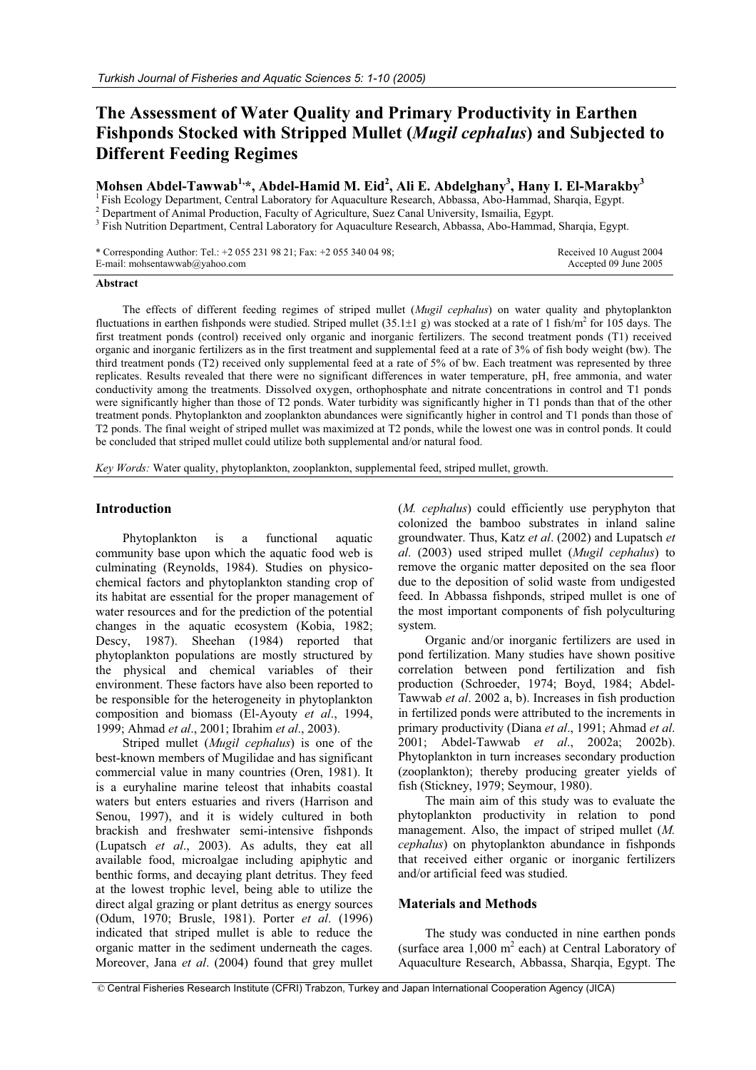# The Assessment of Water Quality and Primary Productivity in Earthen Fishponds Stocked with Stripped Mullet (*Mugil cephalus*) and Subjected to Different Feeding Regimes

**Mohsen Abdel-Tawwab[1,*], Abdel-Hamid M. Eid[2], Ali E. Abdelghany[3], Hany I. El-Marakby[3]**

[1] Fish Ecology Department, Central Laboratory for Aquaculture Research, Abbassa, Abo-Hammad, Sharqia, Egypt.
[2] Department of Animal Production, Faculty of Agriculture, Suez Canal University, Ismailia, Egypt.
[3] Fish Nutrition Department, Central Laboratory for Aquaculture Research, Abbassa, Abo-Hammad, Sharqia, Egypt.

\* Corresponding Author: Tel.: +2 055 231 98 21; Fax: +2 055 340 04 98;
E-mail: mohsentawwab@yahoo.com

Received 10 August 2004
Accepted 09 June 2005

## Abstract

The effects of different feeding regimes of striped mullet (*Mugil cephalus*) on water quality and phytoplankton fluctuations in earthen fishponds were studied. Striped mullet (35.1±1 g) was stocked at a rate of 1 fish/m$^2$ for 105 days. The first treatment ponds (control) received only organic and inorganic fertilizers. The second treatment ponds (T1) received organic and inorganic fertilizers as in the first treatment and supplemental feed at a rate of 3% of fish body weight (bw). The third treatment ponds (T2) received only supplemental feed at a rate of 5% of bw. Each treatment was represented by three replicates. Results revealed that there were no significant differences in water temperature, pH, free ammonia, and water conductivity among the treatments. Dissolved oxygen, orthophosphate and nitrate concentrations in control and T1 ponds were significantly higher than those of T2 ponds. Water turbidity was significantly higher in T1 ponds than that of the other treatment ponds. Phytoplankton and zooplankton abundances were significantly higher in control and T1 ponds than those of T2 ponds. The final weight of striped mullet was maximized at T2 ponds, while the lowest one was in control ponds. It could be concluded that striped mullet could utilize both supplemental and/or natural food.

*Key Words:* Water quality, phytoplankton, zooplankton, supplemental feed, striped mullet, growth.

## Introduction

Phytoplankton is a functional aquatic community base upon which the aquatic food web is culminating (Reynolds, 1984). Studies on physico-chemical factors and phytoplankton standing crop of its habitat are essential for the proper management of water resources and for the prediction of the potential changes in the aquatic ecosystem (Kobia, 1982; Descy, 1987). Sheehan (1984) reported that phytoplankton populations are mostly structured by the physical and chemical variables of their environment. These factors have also been reported to be responsible for the heterogeneity in phytoplankton composition and biomass (El-Ayouty *et al*., 1994, 1999; Ahmad *et al*., 2001; Ibrahim *et al*., 2003).

Striped mullet (*Mugil cephalus*) is one of the best-known members of Mugilidae and has significant commercial value in many countries (Oren, 1981). It is a euryhaline marine teleost that inhabits coastal waters but enters estuaries and rivers (Harrison and Senou, 1997), and it is widely cultured in both brackish and freshwater semi-intensive fishponds (Lupatsch *et al*., 2003). As adults, they eat all available food, microalgae including apiphytic and benthic forms, and decaying plant detritus. They feed at the lowest trophic level, being able to utilize the direct algal grazing or plant detritus as energy sources (Odum, 1970; Brusle, 1981). Porter *et al*. (1996) indicated that striped mullet is able to reduce the organic matter in the sediment underneath the cages. Moreover, Jana *et al*. (2004) found that grey mullet (*M. cephalus*) could efficiently use peryphyton that colonized the bamboo substrates in inland saline groundwater. Thus, Katz *et al*. (2002) and Lupatsch *et al*. (2003) used striped mullet (*Mugil cephalus*) to remove the organic matter deposited on the sea floor due to the deposition of solid waste from undigested feed. In Abbassa fishponds, striped mullet is one of the most important components of fish polyculturing system.

Organic and/or inorganic fertilizers are used in pond fertilization. Many studies have shown positive correlation between pond fertilization and fish production (Schroeder, 1974; Boyd, 1984; Abdel-Tawwab *et al*. 2002 a, b). Increases in fish production in fertilized ponds were attributed to the increments in primary productivity (Diana *et al*., 1991; Ahmad *et al*. 2001; Abdel-Tawwab *et al*., 2002a; 2002b). Phytoplankton in turn increases secondary production (zooplankton); thereby producing greater yields of fish (Stickney, 1979; Seymour, 1980).

The main aim of this study was to evaluate the phytoplankton productivity in relation to pond management. Also, the impact of striped mullet (*M. cephalus*) on phytoplankton abundance in fishponds that received either organic or inorganic fertilizers and/or artificial feed was studied.

## Materials and Methods

The study was conducted in nine earthen ponds (surface area 1,000 m$^2$ each) at Central Laboratory of Aquaculture Research, Abbassa, Sharqia, Egypt. The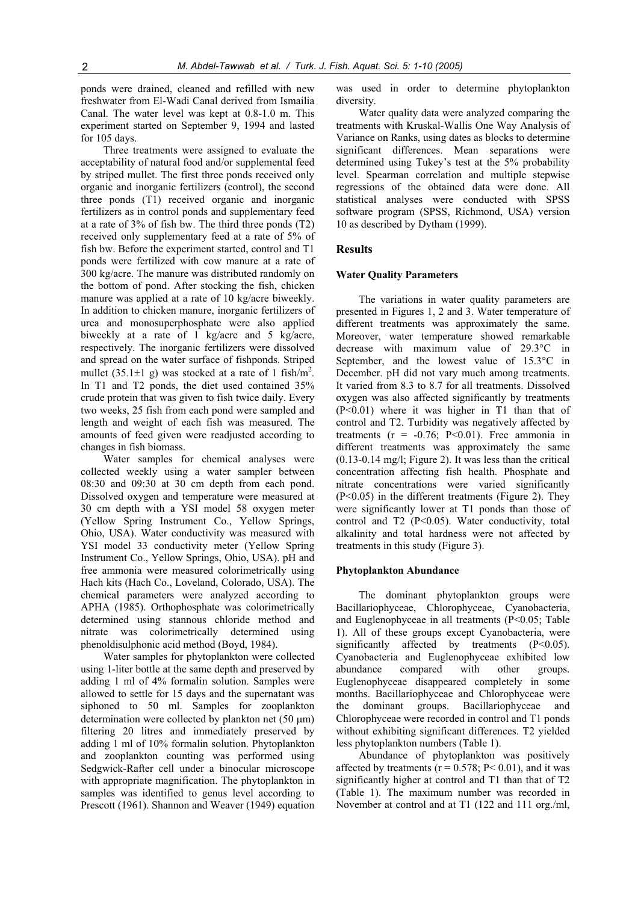ponds were drained, cleaned and refilled with new freshwater from El-Wadi Canal derived from Ismailia Canal. The water level was kept at 0.8-1.0 m. This experiment started on September 9, 1994 and lasted for 105 days.

Three treatments were assigned to evaluate the acceptability of natural food and/or supplemental feed by striped mullet. The first three ponds received only organic and inorganic fertilizers (control), the second three ponds (T1) received organic and inorganic fertilizers as in control ponds and supplementary feed at a rate of 3% of fish bw. The third three ponds (T2) received only supplementary feed at a rate of 5% of fish bw. Before the experiment started, control and T1 ponds were fertilized with cow manure at a rate of 300 kg/acre. The manure was distributed randomly on the bottom of pond. After stocking the fish, chicken manure was applied at a rate of 10 kg/acre biweekly. In addition to chicken manure, inorganic fertilizers of urea and monosuperphosphate were also applied biweekly at a rate of 1 kg/acre and 5 kg/acre, respectively. The inorganic fertilizers were dissolved and spread on the water surface of fishponds. Striped mullet (35.1±1 g) was stocked at a rate of 1 fish/m$^2$. In T1 and T2 ponds, the diet used contained 35% crude protein that was given to fish twice daily. Every two weeks, 25 fish from each pond were sampled and length and weight of each fish was measured. The amounts of feed given were readjusted according to changes in fish biomass.

Water samples for chemical analyses were collected weekly using a water sampler between 08:30 and 09:30 at 30 cm depth from each pond. Dissolved oxygen and temperature were measured at 30 cm depth with a YSI model 58 oxygen meter (Yellow Spring Instrument Co., Yellow Springs, Ohio, USA). Water conductivity was measured with YSI model 33 conductivity meter (Yellow Spring Instrument Co., Yellow Springs, Ohio, USA). pH and free ammonia were measured colorimetrically using Hach kits (Hach Co., Loveland, Colorado, USA). The chemical parameters were analyzed according to APHA (1985). Orthophosphate was colorimetrically determined using stannous chloride method and nitrate was colorimetrically determined using phenoldisulphonic acid method (Boyd, 1984).

Water samples for phytoplankton were collected using 1-liter bottle at the same depth and preserved by adding 1 ml of 4% formalin solution. Samples were allowed to settle for 15 days and the supernatant was siphoned to 50 ml. Samples for zooplankton determination were collected by plankton net (50 μm) filtering 20 litres and immediately preserved by adding 1 ml of 10% formalin solution. Phytoplankton and zooplankton counting was performed using Sedgwick-Rafter cell under a binocular microscope with appropriate magnification. The phytoplankton in samples was identified to genus level according to Prescott (1961). Shannon and Weaver (1949) equation was used in order to determine phytoplankton diversity.

Water quality data were analyzed comparing the treatments with Kruskal-Wallis One Way Analysis of Variance on Ranks, using dates as blocks to determine significant differences. Mean separations were determined using Tukey's test at the 5% probability level. Spearman correlation and multiple stepwise regressions of the obtained data were done. All statistical analyses were conducted with SPSS software program (SPSS, Richmond, USA) version 10 as described by Dytham (1999).

## Results

### Water Quality Parameters

The variations in water quality parameters are presented in Figures 1, 2 and 3. Water temperature of different treatments was approximately the same. Moreover, water temperature showed remarkable decrease with maximum value of 29.3°C in September, and the lowest value of 15.3°C in December. pH did not vary much among treatments. It varied from 8.3 to 8.7 for all treatments. Dissolved oxygen was also affected significantly by treatments ($P<0.01$) where it was higher in T1 than that of control and T2. Turbidity was negatively affected by treatments ($r = -0.76$; $P<0.01$). Free ammonia in different treatments was approximately the same (0.13-0.14 mg/l; Figure 2). It was less than the critical concentration affecting fish health. Phosphate and nitrate concentrations were varied significantly ($P<0.05$) in the different treatments (Figure 2). They were significantly lower at T1 ponds than those of control and T2 ($P<0.05$). Water conductivity, total alkalinity and total hardness were not affected by treatments in this study (Figure 3).

### Phytoplankton Abundance

The dominant phytoplankton groups were Bacillariophyceae, Chlorophyceae, Cyanobacteria, and Euglenophyceae in all treatments ($P<0.05$; Table 1). All of these groups except Cyanobacteria, were significantly affected by treatments ($P<0.05$). Cyanobacteria and Euglenophyceae exhibited low abundance compared with other groups. Euglenophyceae disappeared completely in some months. Bacillariophyceae and Chlorophyceae were the dominant groups. Bacillariophyceae and Chlorophyceae were recorded in control and T1 ponds without exhibiting significant differences. T2 yielded less phytoplankton numbers (Table 1).

Abundance of phytoplankton was positively affected by treatments ($r = 0.578$; $P< 0.01$), and it was significantly higher at control and T1 than that of T2 (Table 1). The maximum number was recorded in November at control and at T1 (122 and 111 org./ml,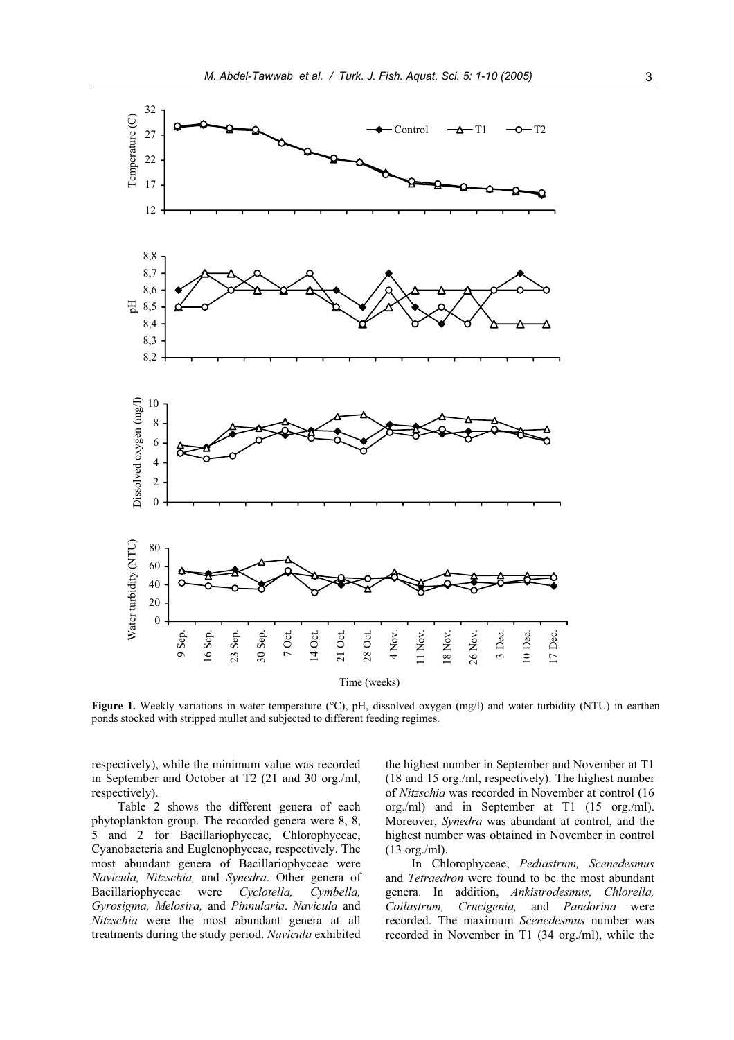**Figure 1.** Weekly variations in water temperature (°C), pH, dissolved oxygen (mg/l) and water turbidity (NTU) in earthen ponds stocked with stripped mullet and subjected to different feeding regimes.

respectively), while the minimum value was recorded in September and October at T2 (21 and 30 org./ml, respectively).

Table 2 shows the different genera of each phytoplankton group. The recorded genera were 8, 8, 5 and 2 for Bacillariophyceae, Chlorophyceae, Cyanobacteria and Euglenophyceae, respectively. The most abundant genera of Bacillariophyceae were *Navicula, Nitzschia,* and *Synedra*. Other genera of Bacillariophyceae were *Cyclotella, Cymbella, Gyrosigma, Melosira,* and *Pinnularia*. *Navicula* and *Nitzschia* were the most abundant genera at all treatments during the study period. *Navicula* exhibited the highest number in September and November at T1 (18 and 15 org./ml, respectively). The highest number of *Nitzschia* was recorded in November at control (16 org./ml) and in September at T1 (15 org./ml). Moreover, *Synedra* was abundant at control, and the highest number was obtained in November in control (13 org./ml).

In Chlorophyceae, *Pediastrum, Scenedesmus* and *Tetraedron* were found to be the most abundant genera. In addition, *Ankistrodesmus, Chlorella, Coilastrum, Crucigenia,* and *Pandorina* were recorded. The maximum *Scenedesmus* number was recorded in November in T1 (34 org./ml), while the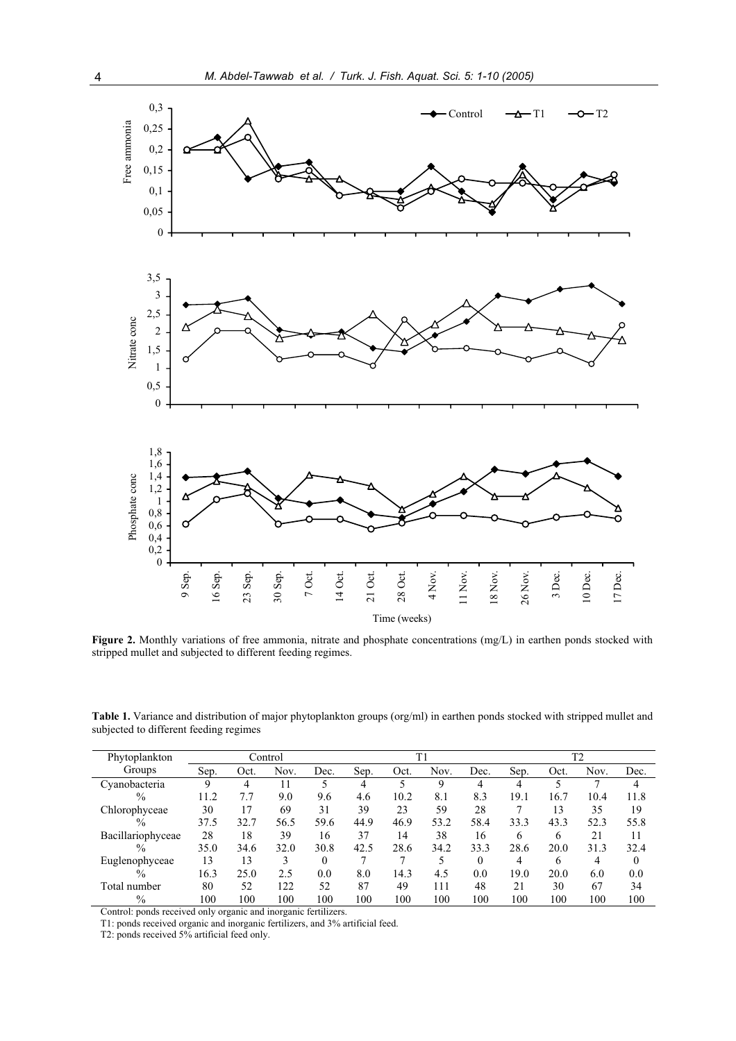**Figure 2.** Monthly variations of free ammonia, nitrate and phosphate concentrations (mg/L) in earthen ponds stocked with stripped mullet and subjected to different feeding regimes.

**Table 1.** Variance and distribution of major phytoplankton groups (org/ml) in earthen ponds stocked with stripped mullet and subjected to different feeding regimes

| Phytoplankton Groups | Control | | | | T1 | | | | T2 | | | |
|---|---|---|---|---|---|---|---|---|---|---|---|---|
| | Sep. | Oct. | Nov. | Dec. | Sep. | Oct. | Nov. | Dec. | Sep. | Oct. | Nov. | Dec. |
| Cyanobacteria | 9 | 4 | 11 | 5 | 4 | 5 | 9 | 4 | 4 | 5 | 7 | 4 |
| % | 11.2 | 7.7 | 9.0 | 9.6 | 4.6 | 10.2 | 8.1 | 8.3 | 19.1 | 16.7 | 10.4 | 11.8 |
| Chlorophyceae | 30 | 17 | 69 | 31 | 39 | 23 | 59 | 28 | 7 | 13 | 35 | 19 |
| % | 37.5 | 32.7 | 56.5 | 59.6 | 44.9 | 46.9 | 53.2 | 58.4 | 33.3 | 43.3 | 52.3 | 55.8 |
| Bacillariophyceae | 28 | 18 | 39 | 16 | 37 | 14 | 38 | 16 | 6 | 6 | 21 | 11 |
| % | 35.0 | 34.6 | 32.0 | 30.8 | 42.5 | 28.6 | 34.2 | 33.3 | 28.6 | 20.0 | 31.3 | 32.4 |
| Euglenophyceae | 13 | 13 | 3 | 0 | 7 | 7 | 5 | 0 | 4 | 6 | 4 | 0 |
| % | 16.3 | 25.0 | 2.5 | 0.0 | 8.0 | 14.3 | 4.5 | 0.0 | 19.0 | 20.0 | 6.0 | 0.0 |
| Total number | 80 | 52 | 122 | 52 | 87 | 49 | 111 | 48 | 21 | 30 | 67 | 34 |
| % | 100 | 100 | 100 | 100 | 100 | 100 | 100 | 100 | 100 | 100 | 100 | 100 |

Control: ponds received only organic and inorganic fertilizers.
T1: ponds received organic and inorganic fertilizers, and 3% artificial feed.
T2: ponds received 5% artificial feed only.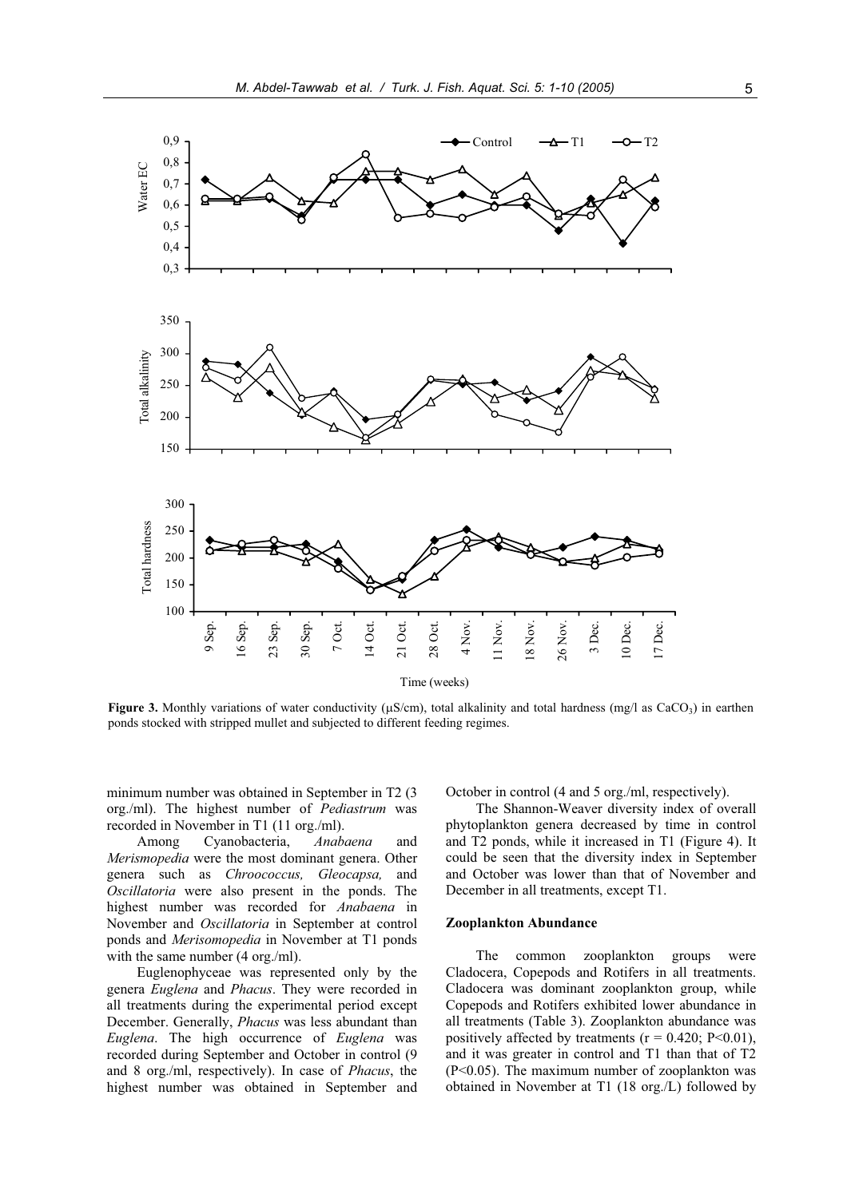**Figure 3.** Monthly variations of water conductivity (μS/cm), total alkalinity and total hardness (mg/l as $CaCO_3$) in earthen ponds stocked with stripped mullet and subjected to different feeding regimes.

minimum number was obtained in September in T2 (3 org./ml). The highest number of *Pediastrum* was recorded in November in T1 (11 org./ml).

Among Cyanobacteria, *Anabaena* and *Merismopedia* were the most dominant genera. Other genera such as *Chroococcus, Gleocapsa,* and *Oscillatoria* were also present in the ponds. The highest number was recorded for *Anabaena* in November and *Oscillatoria* in September at control ponds and *Merisomopedia* in November at T1 ponds with the same number (4 org./ml).

Euglenophyceae was represented only by the genera *Euglena* and *Phacus*. They were recorded in all treatments during the experimental period except December. Generally, *Phacus* was less abundant than *Euglena*. The high occurrence of *Euglena* was recorded during September and October in control (9 and 8 org./ml, respectively). In case of *Phacus*, the highest number was obtained in September and October in control (4 and 5 org./ml, respectively).

The Shannon-Weaver diversity index of overall phytoplankton genera decreased by time in control and T2 ponds, while it increased in T1 (Figure 4). It could be seen that the diversity index in September and October was lower than that of November and December in all treatments, except T1.

### Zooplankton Abundance

The common zooplankton groups were Cladocera, Copepods and Rotifers in all treatments. Cladocera was dominant zooplankton group, while Copepods and Rotifers exhibited lower abundance in all treatments (Table 3). Zooplankton abundance was positively affected by treatments ($r = 0.420$; $P<0.01$), and it was greater in control and T1 than that of T2 ($P<0.05$). The maximum number of zooplankton was obtained in November at T1 (18 org./L) followed by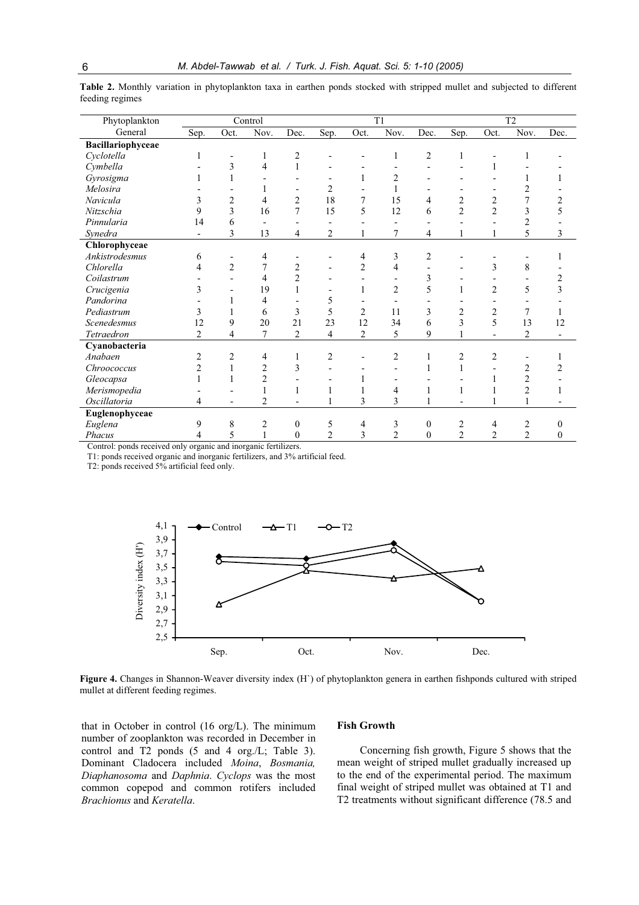**Table 2.** Monthly variation in phytoplankton taxa in earthen ponds stocked with stripped mullet and subjected to different feeding regimes

| Phytoplankton | Control | | | | T1 | | | | T2 | | | |
|---|---|---|---|---|---|---|---|---|---|---|---|---|
| General | Sep. | Oct. | Nov. | Dec. | Sep. | Oct. | Nov. | Dec. | Sep. | Oct. | Nov. | Dec. |
| **Bacillariophyceae** | | | | | | | | | | | | |
| *Cyclotella* | 1 | - | 1 | 2 | - | - | 1 | 2 | 1 | - | 1 | - |
| *Cymbella* | - | 3 | 4 | 1 | - | - | - | - | - | 1 | - | - |
| *Gyrosigma* | 1 | 1 | - | - | - | 1 | 2 | - | - | - | 1 | 1 |
| *Melosira* | - | - | 1 | - | 2 | - | 1 | - | - | - | 2 | - |
| *Navicula* | 3 | 2 | 4 | 2 | 18 | 7 | 15 | 4 | 2 | 2 | 7 | 2 |
| *Nitzschia* | 9 | 3 | 16 | 7 | 15 | 5 | 12 | 6 | 2 | 2 | 3 | 5 |
| *Pinnularia* | 14 | 6 | - | - | - | - | - | - | - | - | 2 | - |
| *Synedra* | - | 3 | 13 | 4 | 2 | 1 | 7 | 4 | 1 | 1 | 5 | 3 |
| **Chlorophyceae** | | | | | | | | | | | | |
| *Ankistrodesmus* | 6 | - | 4 | - | - | 4 | 3 | 2 | - | - | - | 1 |
| *Chlorella* | 4 | 2 | 7 | 2 | - | 2 | 4 | - | - | 3 | 8 | - |
| *Coilastrum* | - | - | 4 | 2 | - | - | - | 3 | - | - | - | 2 |
| *Crucigenia* | 3 | - | 19 | 1 | - | 1 | 2 | 5 | 1 | 2 | 5 | 3 |
| *Pandorina* | - | 1 | 4 | - | 5 | - | - | - | - | - | - | - |
| *Pediastrum* | 3 | 1 | 6 | 3 | 5 | 2 | 11 | 3 | 2 | 2 | 7 | 1 |
| *Scenedesmus* | 12 | 9 | 20 | 21 | 23 | 12 | 34 | 6 | 3 | 5 | 13 | 12 |
| *Tetraedron* | 2 | 4 | 7 | 2 | 4 | 2 | 5 | 9 | 1 | - | 2 | - |
| **Cyanobacteria** | | | | | | | | | | | | |
| *Anabaen* | 2 | 2 | 4 | 1 | 2 | - | 2 | 1 | 2 | 2 | - | 1 |
| *Chroococcus* | 2 | 1 | 2 | 3 | - | - | - | 1 | 1 | - | 2 | 2 |
| *Gleocapsa* | 1 | 1 | 2 | - | - | 1 | - | - | - | 1 | 2 | - |
| *Merismopedia* | - | - | 1 | 1 | 1 | 1 | 4 | 1 | 1 | 1 | 2 | 1 |
| *Oscillatoria* | 4 | - | 2 | - | 1 | 3 | 3 | 1 | - | 1 | 1 | - |
| **Euglenophyceae** | | | | | | | | | | | | |
| *Euglena* | 9 | 8 | 2 | 0 | 5 | 4 | 3 | 0 | 2 | 4 | 2 | 0 |
| *Phacus* | 4 | 5 | 1 | 0 | 2 | 3 | 2 | 0 | 2 | 2 | 2 | 0 |

Control: ponds received only organic and inorganic fertilizers.
T1: ponds received organic and inorganic fertilizers, and 3% artificial feed.
T2: ponds received 5% artificial feed only.

**Figure 4.** Changes in Shannon-Weaver diversity index (H`) of phytoplankton genera in earthen fishponds cultured with striped mullet at different feeding regimes.

that in October in control (16 org/L). The minimum number of zooplankton was recorded in December in control and T2 ponds (5 and 4 org./L; Table 3). Dominant Cladocera included *Moina*, *Bosmania, Diaphanosoma* and *Daphnia*. *Cyclops* was the most common copepod and common rotifers included *Brachionus* and *Keratella*.

### Fish Growth

Concerning fish growth, Figure 5 shows that the mean weight of striped mullet gradually increased up to the end of the experimental period. The maximum final weight of striped mullet was obtained at T1 and T2 treatments without significant difference (78.5 and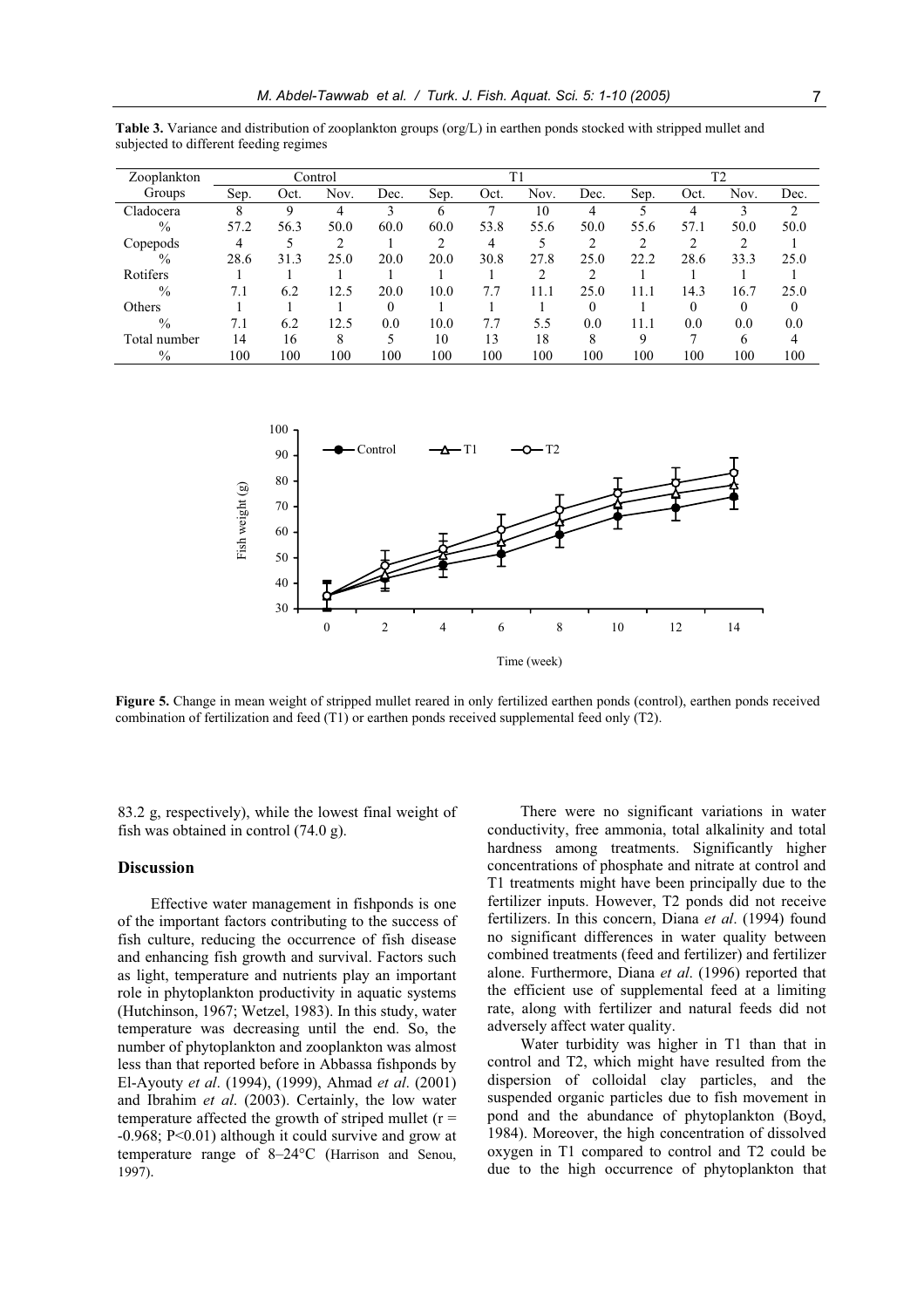**Table 3.** Variance and distribution of zooplankton groups (org/L) in earthen ponds stocked with stripped mullet and subjected to different feeding regimes

| Zooplankton Groups | Control | | | | T1 | | | | T2 | | | |
|---|---|---|---|---|---|---|---|---|---|---|---|---|
| | Sep. | Oct. | Nov. | Dec. | Sep. | Oct. | Nov. | Dec. | Sep. | Oct. | Nov. | Dec. |
| Cladocera | 8 | 9 | 4 | 3 | 6 | 7 | 10 | 4 | 5 | 4 | 3 | 2 |
| % | 57.2 | 56.3 | 50.0 | 60.0 | 60.0 | 53.8 | 55.6 | 50.0 | 55.6 | 57.1 | 50.0 | 50.0 |
| Copepods | 4 | 5 | 2 | 1 | 2 | 4 | 5 | 2 | 2 | 2 | 2 | 1 |
| % | 28.6 | 31.3 | 25.0 | 20.0 | 20.0 | 30.8 | 27.8 | 25.0 | 22.2 | 28.6 | 33.3 | 25.0 |
| Rotifers | 1 | 1 | 1 | 1 | 1 | 1 | 2 | 2 | 1 | 1 | 1 | 1 |
| % | 7.1 | 6.2 | 12.5 | 20.0 | 10.0 | 7.7 | 11.1 | 25.0 | 11.1 | 14.3 | 16.7 | 25.0 |
| Others | 1 | 1 | 1 | 0 | 1 | 1 | 1 | 0 | 1 | 0 | 0 | 0 |
| % | 7.1 | 6.2 | 12.5 | 0.0 | 10.0 | 7.7 | 5.5 | 0.0 | 11.1 | 0.0 | 0.0 | 0.0 |
| Total number | 14 | 16 | 8 | 5 | 10 | 13 | 18 | 8 | 9 | 7 | 6 | 4 |
| % | 100 | 100 | 100 | 100 | 100 | 100 | 100 | 100 | 100 | 100 | 100 | 100 |

**Figure 5.** Change in mean weight of stripped mullet reared in only fertilized earthen ponds (control), earthen ponds received combination of fertilization and feed (T1) or earthen ponds received supplemental feed only (T2).

83.2 g, respectively), while the lowest final weight of fish was obtained in control (74.0 g).

## Discussion

Effective water management in fishponds is one of the important factors contributing to the success of fish culture, reducing the occurrence of fish disease and enhancing fish growth and survival. Factors such as light, temperature and nutrients play an important role in phytoplankton productivity in aquatic systems (Hutchinson, 1967; Wetzel, 1983). In this study, water temperature was decreasing until the end. So, the number of phytoplankton and zooplankton was almost less than that reported before in Abbassa fishponds by El-Ayouty *et al*. (1994), (1999), Ahmad *et al*. (2001) and Ibrahim *et al*. (2003). Certainly, the low water temperature affected the growth of striped mullet ($r = -0.968$; $P<0.01$) although it could survive and grow at temperature range of 8–24°C (Harrison and Senou, 1997).

There were no significant variations in water conductivity, free ammonia, total alkalinity and total hardness among treatments. Significantly higher concentrations of phosphate and nitrate at control and T1 treatments might have been principally due to the fertilizer inputs. However, T2 ponds did not receive fertilizers. In this concern, Diana *et al*. (1994) found no significant differences in water quality between combined treatments (feed and fertilizer) and fertilizer alone. Furthermore, Diana *et al*. (1996) reported that the efficient use of supplemental feed at a limiting rate, along with fertilizer and natural feeds did not adversely affect water quality.

Water turbidity was higher in T1 than that in control and T2, which might have resulted from the dispersion of colloidal clay particles, and the suspended organic particles due to fish movement in pond and the abundance of phytoplankton (Boyd, 1984). Moreover, the high concentration of dissolved oxygen in T1 compared to control and T2 could be due to the high occurrence of phytoplankton that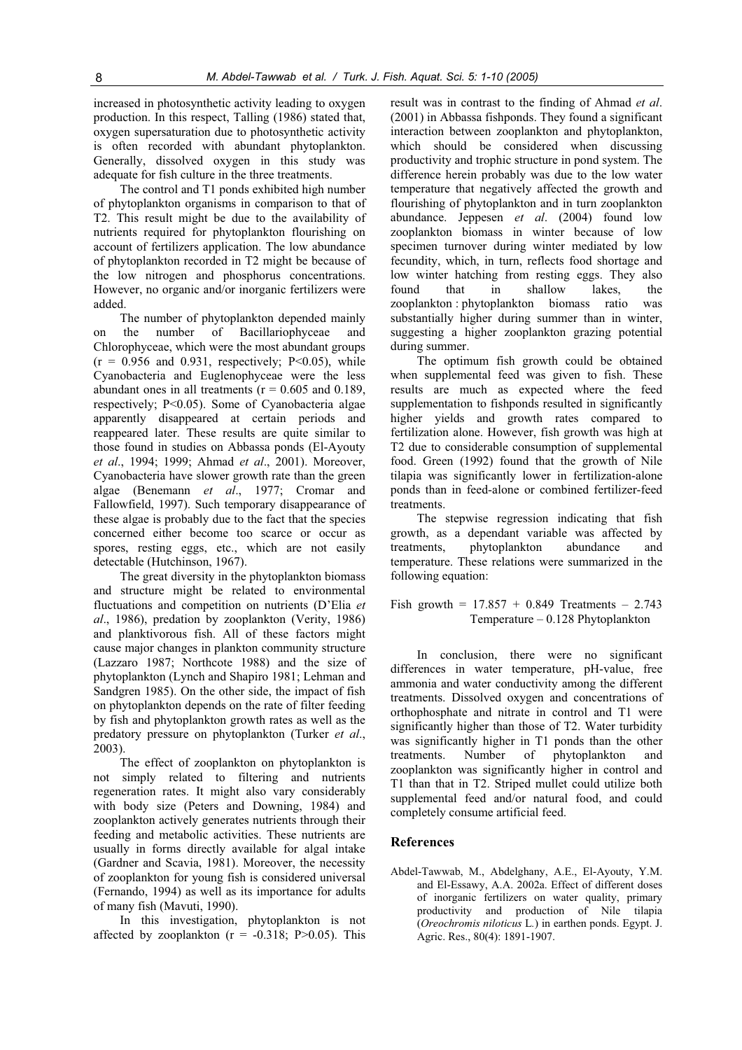increased in photosynthetic activity leading to oxygen production. In this respect, Talling (1986) stated that, oxygen supersaturation due to photosynthetic activity is often recorded with abundant phytoplankton. Generally, dissolved oxygen in this study was adequate for fish culture in the three treatments.

The control and T1 ponds exhibited high number of phytoplankton organisms in comparison to that of T2. This result might be due to the availability of nutrients required for phytoplankton flourishing on account of fertilizers application. The low abundance of phytoplankton recorded in T2 might be because of the low nitrogen and phosphorus concentrations. However, no organic and/or inorganic fertilizers were added.

The number of phytoplankton depended mainly on the number of Bacillariophyceae and Chlorophyceae, which were the most abundant groups ($r = 0.956$ and $0.931$, respectively; $P<0.05$), while Cyanobacteria and Euglenophyceae were the less abundant ones in all treatments ($r = 0.605$ and $0.189$, respectively; $P<0.05$). Some of Cyanobacteria algae apparently disappeared at certain periods and reappeared later. These results are quite similar to those found in studies on Abbassa ponds (El-Ayouty *et al*., 1994; 1999; Ahmad *et al*., 2001). Moreover, Cyanobacteria have slower growth rate than the green algae (Benemann *et al*., 1977; Cromar and Fallowfield, 1997). Such temporary disappearance of these algae is probably due to the fact that the species concerned either become too scarce or occur as spores, resting eggs, etc., which are not easily detectable (Hutchinson, 1967).

The great diversity in the phytoplankton biomass and structure might be related to environmental fluctuations and competition on nutrients (D'Elia *et al*., 1986), predation by zooplankton (Verity, 1986) and planktivorous fish. All of these factors might cause major changes in plankton community structure (Lazzaro 1987; Northcote 1988) and the size of phytoplankton (Lynch and Shapiro 1981; Lehman and Sandgren 1985). On the other side, the impact of fish on phytoplankton depends on the rate of filter feeding by fish and phytoplankton growth rates as well as the predatory pressure on phytoplankton (Turker *et al*., 2003).

The effect of zooplankton on phytoplankton is not simply related to filtering and nutrients regeneration rates. It might also vary considerably with body size (Peters and Downing, 1984) and zooplankton actively generates nutrients through their feeding and metabolic activities. These nutrients are usually in forms directly available for algal intake (Gardner and Scavia, 1981). Moreover, the necessity of zooplankton for young fish is considered universal (Fernando, 1994) as well as its importance for adults of many fish (Mavuti, 1990).

In this investigation, phytoplankton is not affected by zooplankton ($r = -0.318$; $P>0.05$). This result was in contrast to the finding of Ahmad *et al*. (2001) in Abbassa fishponds. They found a significant interaction between zooplankton and phytoplankton, which should be considered when discussing productivity and trophic structure in pond system. The difference herein probably was due to the low water temperature that negatively affected the growth and flourishing of phytoplankton and in turn zooplankton abundance. Jeppesen *et al*. (2004) found low zooplankton biomass in winter because of low specimen turnover during winter mediated by low fecundity, which, in turn, reflects food shortage and low winter hatching from resting eggs. They also found that in shallow lakes, the zooplankton : phytoplankton biomass ratio was substantially higher during summer than in winter, suggesting a higher zooplankton grazing potential during summer.

The optimum fish growth could be obtained when supplemental feed was given to fish. These results are much as expected where the feed supplementation to fishponds resulted in significantly higher yields and growth rates compared to fertilization alone. However, fish growth was high at T2 due to considerable consumption of supplemental food. Green (1992) found that the growth of Nile tilapia was significantly lower in fertilization-alone ponds than in feed-alone or combined fertilizer-feed treatments.

The stepwise regression indicating that fish growth, as a dependant variable was affected by treatments, phytoplankton abundance and temperature. These relations were summarized in the following equation:

$$\text{Fish growth} = 17.857 + 0.849 \text{ Treatments} - 2.743 \text{ Temperature} - 0.128 \text{ Phytoplankton}$$

In conclusion, there were no significant differences in water temperature, pH-value, free ammonia and water conductivity among the different treatments. Dissolved oxygen and concentrations of orthophosphate and nitrate in control and T1 were significantly higher than those of T2. Water turbidity was significantly higher in T1 ponds than the other treatments. Number of phytoplankton and zooplankton was significantly higher in control and T1 than that in T2. Striped mullet could utilize both supplemental feed and/or natural food, and could completely consume artificial feed.

## References

Abdel-Tawwab, M., Abdelghany, A.E., El-Ayouty, Y.M. and El-Essawy, A.A. 2002a. Effect of different doses of inorganic fertilizers on water quality, primary productivity and production of Nile tilapia (*Oreochromis niloticus* L.) in earthen ponds. Egypt. J. Agric. Res., 80(4): 1891-1907.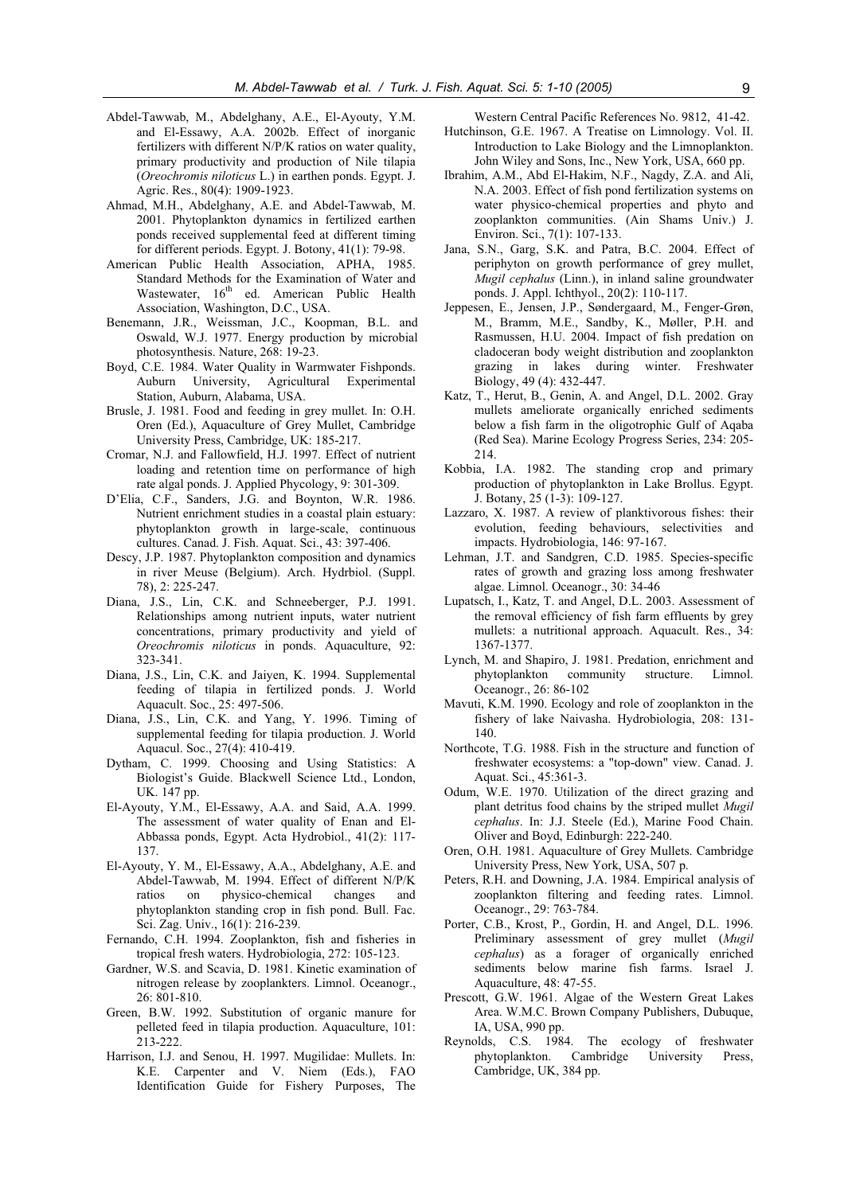Abdel-Tawwab, M., Abdelghany, A.E., El-Ayouty, Y.M. and El-Essawy, A.A. 2002b. Effect of inorganic fertilizers with different N/P/K ratios on water quality, primary productivity and production of Nile tilapia (*Oreochromis niloticus* L.) in earthen ponds. Egypt. J. Agric. Res., 80(4): 1909-1923.

Ahmad, M.H., Abdelghany, A.E. and Abdel-Tawwab, M. 2001. Phytoplankton dynamics in fertilized earthen ponds received supplemental feed at different timing for different periods. Egypt. J. Botony, 41(1): 79-98.

American Public Health Association, APHA, 1985. Standard Methods for the Examination of Water and Wastewater, 16th ed. American Public Health Association, Washington, D.C., USA.

Benemann, J.R., Weissman, J.C., Koopman, B.L. and Oswald, W.J. 1977. Energy production by microbial photosynthesis. Nature, 268: 19-23.

Boyd, C.E. 1984. Water Quality in Warmwater Fishponds. Auburn University, Agricultural Experimental Station, Auburn, Alabama, USA.

Brusle, J. 1981. Food and feeding in grey mullet. In: O.H. Oren (Ed.), Aquaculture of Grey Mullet, Cambridge University Press, Cambridge, UK: 185-217.

Cromar, N.J. and Fallowfield, H.J. 1997. Effect of nutrient loading and retention time on performance of high rate algal ponds. J. Applied Phycology, 9: 301-309.

D'Elia, C.F., Sanders, J.G. and Boynton, W.R. 1986. Nutrient enrichment studies in a coastal plain estuary: phytoplankton growth in large-scale, continuous cultures. Canad. J. Fish. Aquat. Sci., 43: 397-406.

Descy, J.P. 1987. Phytoplankton composition and dynamics in river Meuse (Belgium). Arch. Hydrbiol. (Suppl. 78), 2: 225-247.

Diana, J.S., Lin, C.K. and Schneeberger, P.J. 1991. Relationships among nutrient inputs, water nutrient concentrations, primary productivity and yield of *Oreochromis niloticus* in ponds. Aquaculture, 92: 323-341.

Diana, J.S., Lin, C.K. and Jaiyen, K. 1994. Supplemental feeding of tilapia in fertilized ponds. J. World Aquacult. Soc., 25: 497-506.

Diana, J.S., Lin, C.K. and Yang, Y. 1996. Timing of supplemental feeding for tilapia production. J. World Aquacul. Soc., 27(4): 410-419.

Dytham, C. 1999. Choosing and Using Statistics: A Biologist's Guide. Blackwell Science Ltd., London, UK. 147 pp.

El-Ayouty, Y.M., El-Essawy, A.A. and Said, A.A. 1999. The assessment of water quality of Enan and El-Abbassa ponds, Egypt. Acta Hydrobiol., 41(2): 117-137.

El-Ayouty, Y. M., El-Essawy, A.A., Abdelghany, A.E. and Abdel-Tawwab, M. 1994. Effect of different N/P/K ratios on physico-chemical changes and phytoplankton standing crop in fish pond. Bull. Fac. Sci. Zag. Univ., 16(1): 216-239.

Fernando, C.H. 1994. Zooplankton, fish and fisheries in tropical fresh waters. Hydrobiologia, 272: 105-123.

Gardner, W.S. and Scavia, D. 1981. Kinetic examination of nitrogen release by zooplankters. Limnol. Oceanogr., 26: 801-810.

Green, B.W. 1992. Substitution of organic manure for pelleted feed in tilapia production. Aquaculture, 101: 213-222.

Harrison, I.J. and Senou, H. 1997. Mugilidae: Mullets. In: K.E. Carpenter and V. Niem (Eds.), FAO Identification Guide for Fishery Purposes, The Western Central Pacific References No. 9812, 41-42.

Hutchinson, G.E. 1967. A Treatise on Limnology. Vol. II. Introduction to Lake Biology and the Limnoplankton. John Wiley and Sons, Inc., New York, USA, 660 pp.

Ibrahim, A.M., Abd El-Hakim, N.F., Nagdy, Z.A. and Ali, N.A. 2003. Effect of fish pond fertilization systems on water physico-chemical properties and phyto and zooplankton communities. (Ain Shams Univ.) J. Environ. Sci., 7(1): 107-133.

Jana, S.N., Garg, S.K. and Patra, B.C. 2004. Effect of periphyton on growth performance of grey mullet, *Mugil cephalus* (Linn.), in inland saline groundwater ponds. J. Appl. Ichthyol., 20(2): 110-117.

Jeppesen, E., Jensen, J.P., Søndergaard, M., Fenger-Grøn, M., Bramm, M.E., Sandby, K., Møller, P.H. and Rasmussen, H.U. 2004. Impact of fish predation on cladoceran body weight distribution and zooplankton grazing in lakes during winter. Freshwater Biology, 49 (4): 432-447.

Katz, T., Herut, B., Genin, A. and Angel, D.L. 2002. Gray mullets ameliorate organically enriched sediments below a fish farm in the oligotrophic Gulf of Aqaba (Red Sea). Marine Ecology Progress Series, 234: 205-214.

Kobbia, I.A. 1982. The standing crop and primary production of phytoplankton in Lake Brollus. Egypt. J. Botany, 25 (1-3): 109-127.

Lazzaro, X. 1987. A review of planktivorous fishes: their evolution, feeding behaviours, selectivities and impacts. Hydrobiologia, 146: 97-167.

Lehman, J.T. and Sandgren, C.D. 1985. Species-specific rates of growth and grazing loss among freshwater algae. Limnol. Oceanogr., 30: 34-46

Lupatsch, I., Katz, T. and Angel, D.L. 2003. Assessment of the removal efficiency of fish farm effluents by grey mullets: a nutritional approach. Aquacult. Res., 34: 1367-1377.

Lynch, M. and Shapiro, J. 1981. Predation, enrichment and phytoplankton community structure. Limnol. Oceanogr., 26: 86-102

Mavuti, K.M. 1990. Ecology and role of zooplankton in the fishery of lake Naivasha. Hydrobiologia, 208: 131-140.

Northcote, T.G. 1988. Fish in the structure and function of freshwater ecosystems: a "top-down" view. Canad. J. Aquat. Sci., 45:361-3.

Odum, W.E. 1970. Utilization of the direct grazing and plant detritus food chains by the striped mullet *Mugil cephalus*. In: J.J. Steele (Ed.), Marine Food Chain. Oliver and Boyd, Edinburgh: 222-240.

Oren, O.H. 1981. Aquaculture of Grey Mullets. Cambridge University Press, New York, USA, 507 p.

Peters, R.H. and Downing, J.A. 1984. Empirical analysis of zooplankton filtering and feeding rates. Limnol. Oceanogr., 29: 763-784.

Porter, C.B., Krost, P., Gordin, H. and Angel, D.L. 1996. Preliminary assessment of grey mullet (*Mugil cephalus*) as a forager of organically enriched sediments below marine fish farms. Israel J. Aquaculture, 48: 47-55.

Prescott, G.W. 1961. Algae of the Western Great Lakes Area. W.M.C. Brown Company Publishers, Dubuque, IA, USA, 990 pp.

Reynolds, C.S. 1984. The ecology of freshwater phytoplankton. Cambridge University Press, Cambridge, UK, 384 pp.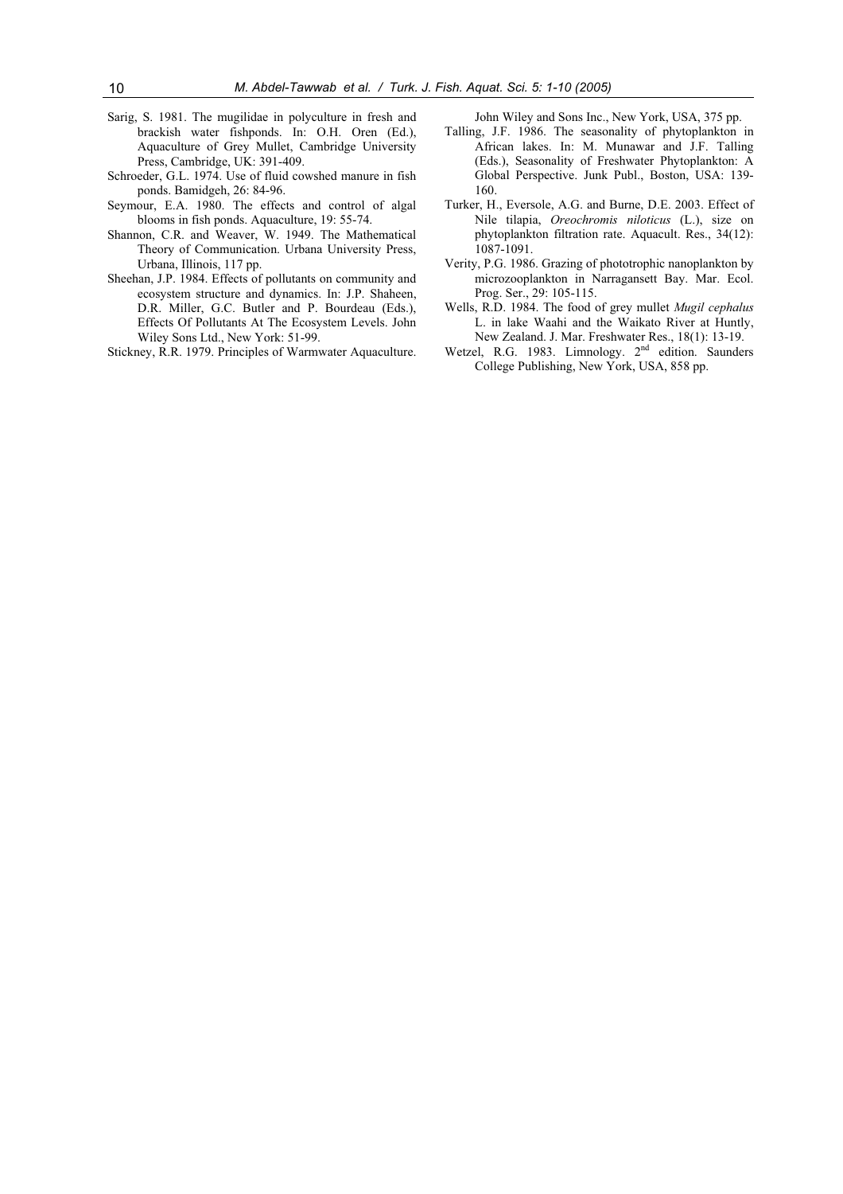Sarig, S. 1981. The mugilidae in polyculture in fresh and brackish water fishponds. In: O.H. Oren (Ed.), Aquaculture of Grey Mullet, Cambridge University Press, Cambridge, UK: 391-409.

Schroeder, G.L. 1974. Use of fluid cowshed manure in fish ponds. Bamidgeh, 26: 84-96.

Seymour, E.A. 1980. The effects and control of algal blooms in fish ponds. Aquaculture, 19: 55-74.

Shannon, C.R. and Weaver, W. 1949. The Mathematical Theory of Communication. Urbana University Press, Urbana, Illinois, 117 pp.

Sheehan, J.P. 1984. Effects of pollutants on community and ecosystem structure and dynamics. In: J.P. Shaheen, D.R. Miller, G.C. Butler and P. Bourdeau (Eds.), Effects Of Pollutants At The Ecosystem Levels. John Wiley Sons Ltd., New York: 51-99.

Stickney, R.R. 1979. Principles of Warmwater Aquaculture. John Wiley and Sons Inc., New York, USA, 375 pp.

Talling, J.F. 1986. The seasonality of phytoplankton in African lakes. In: M. Munawar and J.F. Talling (Eds.), Seasonality of Freshwater Phytoplankton: A Global Perspective. Junk Publ., Boston, USA: 139-160.

Turker, H., Eversole, A.G. and Burne, D.E. 2003. Effect of Nile tilapia, *Oreochromis niloticus* (L.), size on phytoplankton filtration rate. Aquacult. Res., 34(12): 1087-1091.

Verity, P.G. 1986. Grazing of phototrophic nanoplankton by microzooplankton in Narragansett Bay. Mar. Ecol. Prog. Ser., 29: 105-115.

Wells, R.D. 1984. The food of grey mullet *Mugil cephalus* L. in lake Waahi and the Waikato River at Huntly, New Zealand. J. Mar. Freshwater Res., 18(1): 13-19.

Wetzel, R.G. 1983. Limnology. 2nd edition. Saunders College Publishing, New York, USA, 858 pp.